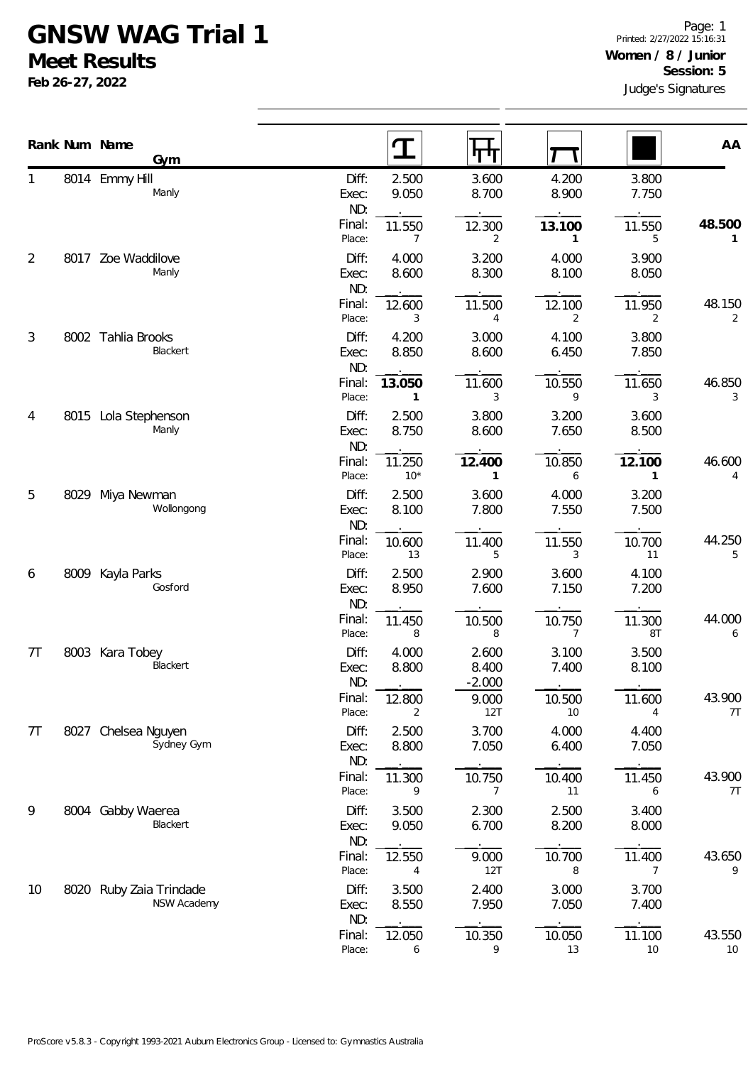# GNSW WAG Trial 1

## Meet Results

**Feb 26-27, 2022**

Printed: 2/27/2022 15:16:31

**Women / 8 / Junior**

**Session: 5**

Judge's Signatures

| Rank | Num | Name / Gym | | Vault | Bars | Beam | Floor | AA |
|---|---|---|---|---|---|---|---|---|
| 1 | 8014 | Emmy Hill, Manly | Diff: | 2.500 | 3.600 | 4.200 | 3.800 | |
| | | | Exec: | 9.050 | 8.700 | 8.900 | 7.750 | |
| | | | ND: | . | . | . | . | |
| | | | Final: | 11.550 | 12.300 | **13.100** | 11.550 | **48.500** |
| | | | Place: | 7 | 2 | **1** | 5 | **1** |
| 2 | 8017 | Zoe Waddilove, Manly | Diff: | 4.000 | 3.200 | 4.000 | 3.900 | |
| | | | Exec: | 8.600 | 8.300 | 8.100 | 8.050 | |
| | | | ND: | . | . | . | . | |
| | | | Final: | 12.600 | 11.500 | 12.100 | 11.950 | 48.150 |
| | | | Place: | 3 | 4 | 2 | 2 | 2 |
| 3 | 8002 | Tahlia Brooks, Blackert | Diff: | 4.200 | 3.000 | 4.100 | 3.800 | |
| | | | Exec: | 8.850 | 8.600 | 6.450 | 7.850 | |
| | | | ND: | . | . | . | . | |
| | | | Final: | **13.050** | 11.600 | 10.550 | 11.650 | 46.850 |
| | | | Place: | **1** | 3 | 9 | 3 | 3 |
| 4 | 8015 | Lola Stephenson, Manly | Diff: | 2.500 | 3.800 | 3.200 | 3.600 | |
| | | | Exec: | 8.750 | 8.600 | 7.650 | 8.500 | |
| | | | ND: | . | . | . | . | |
| | | | Final: | 11.250 | **12.400** | 10.850 | **12.100** | 46.600 |
| | | | Place: | 10* | **1** | 6 | **1** | 4 |
| 5 | 8029 | Miya Newman, Wollongong | Diff: | 2.500 | 3.600 | 4.000 | 3.200 | |
| | | | Exec: | 8.100 | 7.800 | 7.550 | 7.500 | |
| | | | ND: | . | . | . | . | |
| | | | Final: | 10.600 | 11.400 | 11.550 | 10.700 | 44.250 |
| | | | Place: | 13 | 5 | 3 | 11 | 5 |
| 6 | 8009 | Kayla Parks, Gosford | Diff: | 2.500 | 2.900 | 3.600 | 4.100 | |
| | | | Exec: | 8.950 | 7.600 | 7.150 | 7.200 | |
| | | | ND: | . | . | . | . | |
| | | | Final: | 11.450 | 10.500 | 10.750 | 11.300 | 44.000 |
| | | | Place: | 8 | 8 | 7 | 8T | 6 |
| 7T | 8003 | Kara Tobey, Blackert | Diff: | 4.000 | 2.600 | 3.100 | 3.500 | |
| | | | Exec: | 8.800 | 8.400 | 7.400 | 8.100 | |
| | | | ND: | . | -2.000 | . | . | |
| | | | Final: | 12.800 | 9.000 | 10.500 | 11.600 | 43.900 |
| | | | Place: | 2 | 12T | 10 | 4 | 7T |
| 7T | 8027 | Chelsea Nguyen, Sydney Gym | Diff: | 2.500 | 3.700 | 4.000 | 4.400 | |
| | | | Exec: | 8.800 | 7.050 | 6.400 | 7.050 | |
| | | | ND: | . | . | . | . | |
| | | | Final: | 11.300 | 10.750 | 10.400 | 11.450 | 43.900 |
| | | | Place: | 9 | 7 | 11 | 6 | 7T |
| 9 | 8004 | Gabby Waerea, Blackert | Diff: | 3.500 | 2.300 | 2.500 | 3.400 | |
| | | | Exec: | 9.050 | 6.700 | 8.200 | 8.000 | |
| | | | ND: | . | . | . | . | |
| | | | Final: | 12.550 | 9.000 | 10.700 | 11.400 | 43.650 |
| | | | Place: | 4 | 12T | 8 | 7 | 9 |
| 10 | 8020 | Ruby Zaia Trindade, NSW Academy | Diff: | 3.500 | 2.400 | 3.000 | 3.700 | |
| | | | Exec: | 8.550 | 7.950 | 7.050 | 7.400 | |
| | | | ND: | . | . | . | . | |
| | | | Final: | 12.050 | 10.350 | 10.050 | 11.100 | 43.550 |
| | | | Place: | 6 | 9 | 13 | 10 | 10 |

ProScore v5.8.3 - Copyright 1993-2021 Auburn Electronics Group - Licensed to: Gymnastics Australia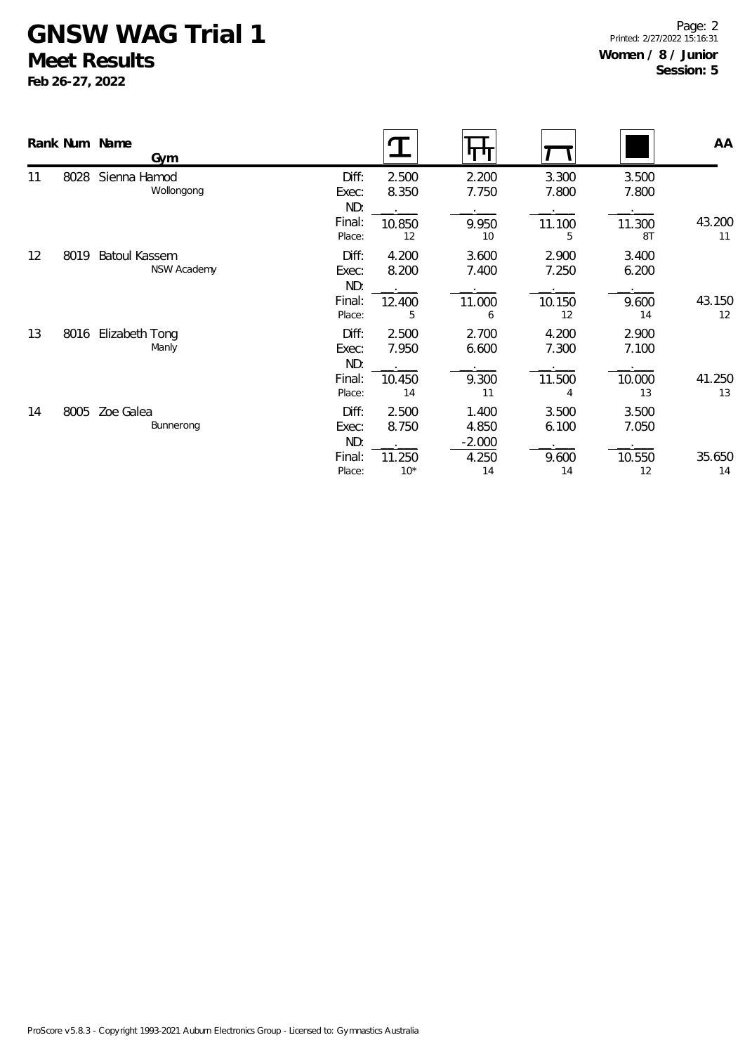# GNSW WAG Trial 1

**Meet Results**

**Feb 26-27, 2022**

**Women / 8 / Junior**
**Session: 5**

| Rank | Num | Name / Gym | | Vault | Bars | Beam | Floor | AA |
|---|---|---|---|---|---|---|---|---|
| 11 | 8028 | Sienna Hamod | Diff: | 2.500 | 2.200 | 3.300 | 3.500 | |
| | | Wollongong | Exec: | 8.350 | 7.750 | 7.800 | 7.800 | |
| | | | ND: | . | . | . | . | |
| | | | Final: | 10.850 | 9.950 | 11.100 | 11.300 | 43.200 |
| | | | Place: | 12 | 10 | 5 | 8T | 11 |
| 12 | 8019 | Batoul Kassem | Diff: | 4.200 | 3.600 | 2.900 | 3.400 | |
| | | NSW Academy | Exec: | 8.200 | 7.400 | 7.250 | 6.200 | |
| | | | ND: | . | . | . | . | |
| | | | Final: | 12.400 | 11.000 | 10.150 | 9.600 | 43.150 |
| | | | Place: | 5 | 6 | 12 | 14 | 12 |
| 13 | 8016 | Elizabeth Tong | Diff: | 2.500 | 2.700 | 4.200 | 2.900 | |
| | | Manly | Exec: | 7.950 | 6.600 | 7.300 | 7.100 | |
| | | | ND: | . | . | . | . | |
| | | | Final: | 10.450 | 9.300 | 11.500 | 10.000 | 41.250 |
| | | | Place: | 14 | 11 | 4 | 13 | 13 |
| 14 | 8005 | Zoe Galea | Diff: | 2.500 | 1.400 | 3.500 | 3.500 | |
| | | Bunnerong | Exec: | 8.750 | 4.850 | 6.100 | 7.050 | |
| | | | ND: | . | -2.000 | . | . | |
| | | | Final: | 11.250 | 4.250 | 9.600 | 10.550 | 35.650 |
| | | | Place: | 10* | 14 | 14 | 12 | 14 |

ProScore v5.8.3 - Copyright 1993-2021 Auburn Electronics Group - Licensed to: Gymnastics Australia